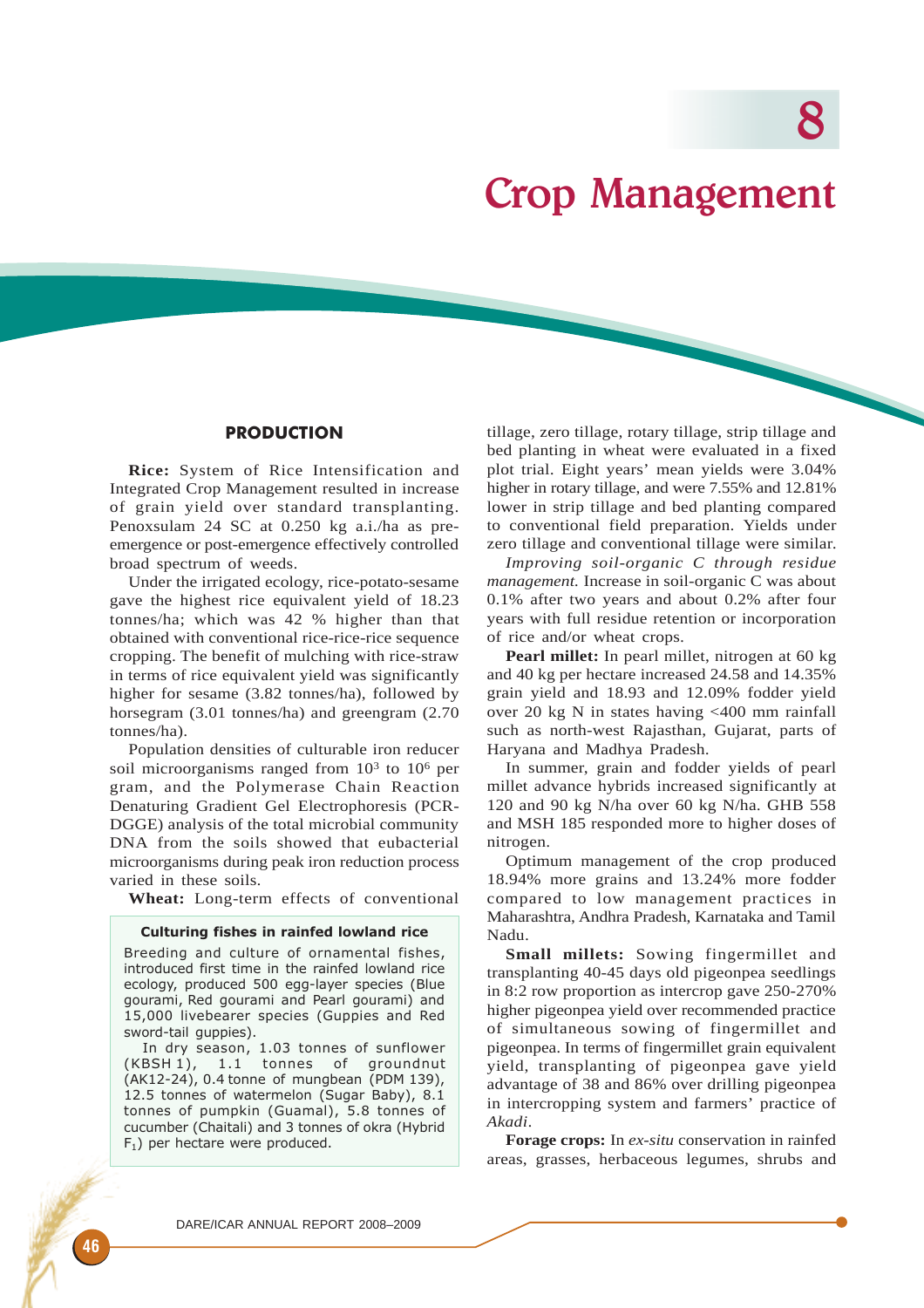# 8

# Crop Management

## PRODUCTION

**Rice:** System of Rice Intensification and Integrated Crop Management resulted in increase of grain yield over standard transplanting. Penoxsulam 24 SC at 0.250 kg a.i./ha as pre-emergence or post-emergence effectively controlled broad spectrum of weeds.

Under the irrigated ecology, rice-potato-sesame gave the highest rice equivalent yield of 18.23 tonnes/ha; which was 42 % higher than that obtained with conventional rice-rice-rice sequence cropping. The benefit of mulching with rice-straw in terms of rice equivalent yield was significantly higher for sesame (3.82 tonnes/ha), followed by horsegram (3.01 tonnes/ha) and greengram (2.70 tonnes/ha).

Population densities of culturable iron reducer soil microorganisms ranged from $10^3$ to $10^6$ per gram, and the Polymerase Chain Reaction Denaturing Gradient Gel Electrophoresis (PCR-DGGE) analysis of the total microbial community DNA from the soils showed that eubacterial microorganisms during peak iron reduction process varied in these soils.

**Wheat:** Long-term effects of conventional tillage, zero tillage, rotary tillage, strip tillage and bed planting in wheat were evaluated in a fixed plot trial. Eight years' mean yields were 3.04% higher in rotary tillage, and were 7.55% and 12.81% lower in strip tillage and bed planting compared to conventional field preparation. Yields under zero tillage and conventional tillage were similar.

*Improving soil-organic C through residue management.* Increase in soil-organic C was about 0.1% after two years and about 0.2% after four years with full residue retention or incorporation of rice and/or wheat crops.

**Pearl millet:** In pearl millet, nitrogen at 60 kg and 40 kg per hectare increased 24.58 and 14.35% grain yield and 18.93 and 12.09% fodder yield over 20 kg N in states having <400 mm rainfall such as north-west Rajasthan, Gujarat, parts of Haryana and Madhya Pradesh.

In summer, grain and fodder yields of pearl millet advance hybrids increased significantly at 120 and 90 kg N/ha over 60 kg N/ha. GHB 558 and MSH 185 responded more to higher doses of nitrogen.

Optimum management of the crop produced 18.94% more grains and 13.24% more fodder compared to low management practices in Maharashtra, Andhra Pradesh, Karnataka and Tamil Nadu.

**Small millets:** Sowing fingermillet and transplanting 40-45 days old pigeonpea seedlings in 8:2 row proportion as intercrop gave 250-270% higher pigeonpea yield over recommended practice of simultaneous sowing of fingermillet and pigeonpea. In terms of fingermillet grain equivalent yield, transplanting of pigeonpea gave yield advantage of 38 and 86% over drilling pigeonpea in intercropping system and farmers' practice of *Akadi*.

**Forage crops:** In *ex-situ* conservation in rainfed areas, grasses, herbaceous legumes, shrubs and

> **Culturing fishes in rainfed lowland rice**
>
> Breeding and culture of ornamental fishes, introduced first time in the rainfed lowland rice ecology, produced 500 egg-layer species (Blue gourami, Red gourami and Pearl gourami) and 15,000 livebearer species (Guppies and Red sword-tail guppies).
>
> In dry season, 1.03 tonnes of sunflower (KBSH 1), 1.1 tonnes of groundnut (AK12-24), 0.4 tonne of mungbean (PDM 139), 12.5 tonnes of watermelon (Sugar Baby), 8.1 tonnes of pumpkin (Guamal), 5.8 tonnes of cucumber (Chaitali) and 3 tonnes of okra (Hybrid $F_1$) per hectare were produced.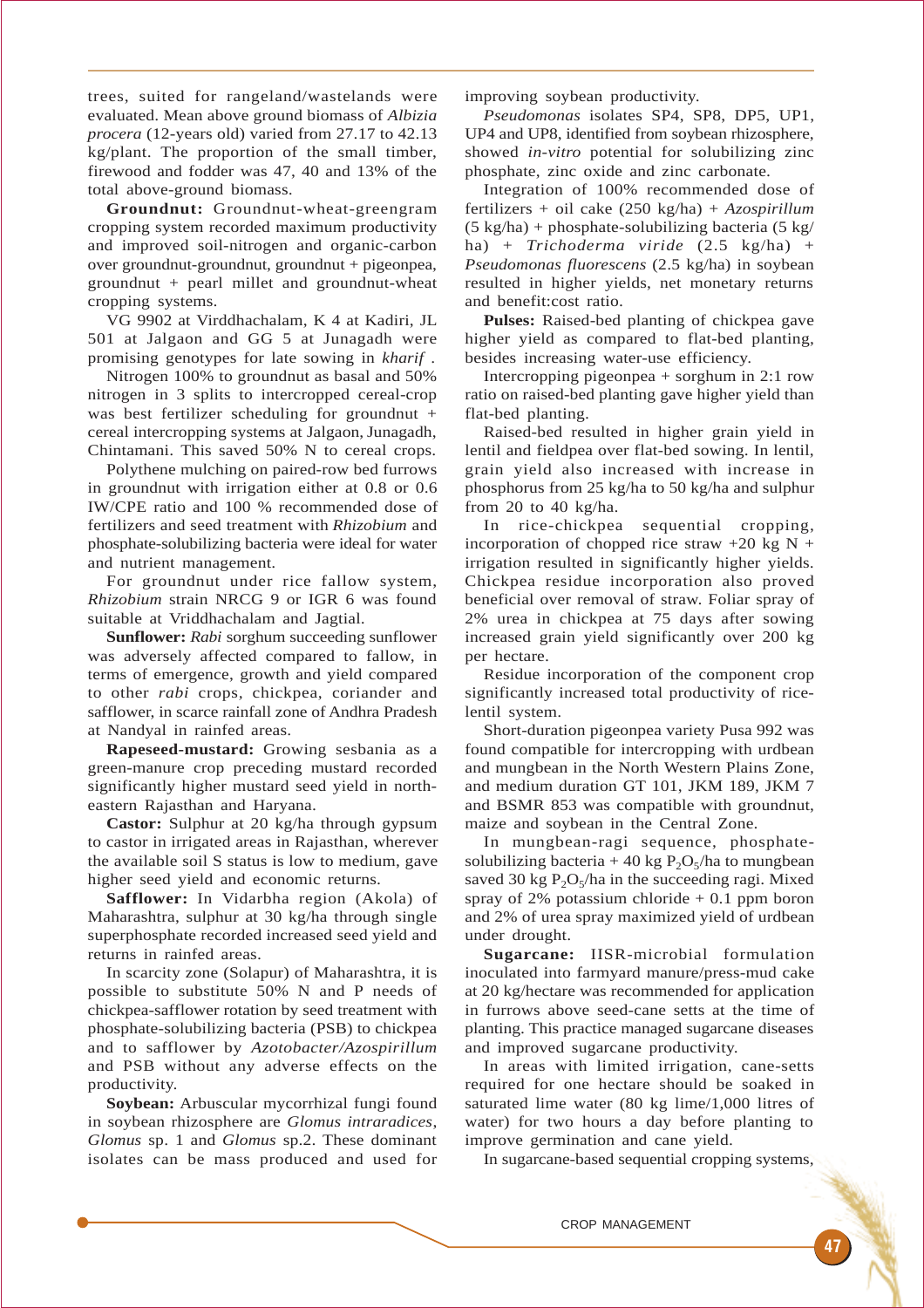trees, suited for rangeland/wastelands were evaluated. Mean above ground biomass of *Albizia procera* (12-years old) varied from 27.17 to 42.13 kg/plant. The proportion of the small timber, firewood and fodder was 47, 40 and 13% of the total above-ground biomass.

**Groundnut:** Groundnut-wheat-greengram cropping system recorded maximum productivity and improved soil-nitrogen and organic-carbon over groundnut-groundnut, groundnut + pigeonpea, groundnut + pearl millet and groundnut-wheat cropping systems.

VG 9902 at Virddhachalam, K 4 at Kadiri, JL 501 at Jalgaon and GG 5 at Junagadh were promising genotypes for late sowing in *kharif* .

Nitrogen 100% to groundnut as basal and 50% nitrogen in 3 splits to intercropped cereal-crop was best fertilizer scheduling for groundnut + cereal intercropping systems at Jalgaon, Junagadh, Chintamani. This saved 50% N to cereal crops.

Polythene mulching on paired-row bed furrows in groundnut with irrigation either at 0.8 or 0.6 IW/CPE ratio and 100 % recommended dose of fertilizers and seed treatment with *Rhizobium* and phosphate-solubilizing bacteria were ideal for water and nutrient management.

For groundnut under rice fallow system, *Rhizobium* strain NRCG 9 or IGR 6 was found suitable at Vriddhachalam and Jagtial.

**Sunflower:** *Rabi* sorghum succeeding sunflower was adversely affected compared to fallow, in terms of emergence, growth and yield compared to other *rabi* crops, chickpea, coriander and safflower, in scarce rainfall zone of Andhra Pradesh at Nandyal in rainfed areas.

**Rapeseed-mustard:** Growing sesbania as a green-manure crop preceding mustard recorded significantly higher mustard seed yield in north-eastern Rajasthan and Haryana.

**Castor:** Sulphur at 20 kg/ha through gypsum to castor in irrigated areas in Rajasthan, wherever the available soil S status is low to medium, gave higher seed yield and economic returns.

**Safflower:** In Vidarbha region (Akola) of Maharashtra, sulphur at 30 kg/ha through single superphosphate recorded increased seed yield and returns in rainfed areas.

In scarcity zone (Solapur) of Maharashtra, it is possible to substitute 50% N and P needs of chickpea-safflower rotation by seed treatment with phosphate-solubilizing bacteria (PSB) to chickpea and to safflower by *Azotobacter/Azospirillum* and PSB without any adverse effects on the productivity.

**Soybean:** Arbuscular mycorrhizal fungi found in soybean rhizosphere are *Glomus intraradices, Glomus* sp. 1 and *Glomus* sp.2. These dominant isolates can be mass produced and used for improving soybean productivity.

*Pseudomonas* isolates SP4, SP8, DP5, UP1, UP4 and UP8, identified from soybean rhizosphere, showed *in-vitro* potential for solubilizing zinc phosphate, zinc oxide and zinc carbonate.

Integration of 100% recommended dose of fertilizers + oil cake (250 kg/ha) + *Azospirillum* (5 kg/ha) + phosphate-solubilizing bacteria (5 kg/ha) + *Trichoderma viride* (2.5 kg/ha) + *Pseudomonas fluorescens* (2.5 kg/ha) in soybean resulted in higher yields, net monetary returns and benefit:cost ratio.

**Pulses:** Raised-bed planting of chickpea gave higher yield as compared to flat-bed planting, besides increasing water-use efficiency.

Intercropping pigeonpea + sorghum in 2:1 row ratio on raised-bed planting gave higher yield than flat-bed planting.

Raised-bed resulted in higher grain yield in lentil and fieldpea over flat-bed sowing. In lentil, grain yield also increased with increase in phosphorus from 25 kg/ha to 50 kg/ha and sulphur from 20 to 40 kg/ha.

In rice-chickpea sequential cropping, incorporation of chopped rice straw +20 kg N + irrigation resulted in significantly higher yields. Chickpea residue incorporation also proved beneficial over removal of straw. Foliar spray of 2% urea in chickpea at 75 days after sowing increased grain yield significantly over 200 kg per hectare.

Residue incorporation of the component crop significantly increased total productivity of rice-lentil system.

Short-duration pigeonpea variety Pusa 992 was found compatible for intercropping with urdbean and mungbean in the North Western Plains Zone, and medium duration GT 101, JKM 189, JKM 7 and BSMR 853 was compatible with groundnut, maize and soybean in the Central Zone.

In mungbean-ragi sequence, phosphate-solubilizing bacteria + 40 kg $P_2O_5$/ha to mungbean saved 30 kg $P_2O_5$/ha in the succeeding ragi. Mixed spray of 2% potassium chloride + 0.1 ppm boron and 2% of urea spray maximized yield of urdbean under drought.

**Sugarcane:** IISR-microbial formulation inoculated into farmyard manure/press-mud cake at 20 kg/hectare was recommended for application in furrows above seed-cane setts at the time of planting. This practice managed sugarcane diseases and improved sugarcane productivity.

In areas with limited irrigation, cane-setts required for one hectare should be soaked in saturated lime water (80 kg lime/1,000 litres of water) for two hours a day before planting to improve germination and cane yield.

In sugarcane-based sequential cropping systems,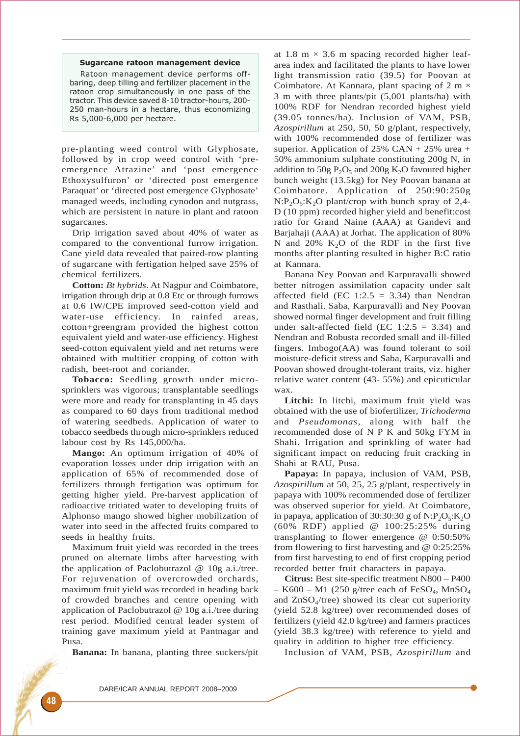**Sugarcane ratoon management device**

Ratoon management device performs off-baring, deep tilling and fertilizer placement in the ratoon crop simultaneously in one pass of the tractor. This device saved 8-10 tractor-hours, 200-250 man-hours in a hectare, thus economizing Rs 5,000-6,000 per hectare.

pre-planting weed control with Glyphosate, followed by in crop weed control with 'pre-emergence Atrazine' and 'post emergence Ethoxysulfuron' or 'directed post emergence Paraquat' or 'directed post emergence Glyphosate' managed weeds, including cynodon and nutgrass, which are persistent in nature in plant and ratoon sugarcanes.

Drip irrigation saved about 40% of water as compared to the conventional furrow irrigation. Cane yield data revealed that paired-row planting of sugarcane with fertigation helped save 25% of chemical fertilizers.

**Cotton:** *Bt hybrids*. At Nagpur and Coimbatore, irrigation through drip at 0.8 Etc or through furrows at 0.6 IW/CPE improved seed-cotton yield and water-use efficiency. In rainfed areas, cotton+greengram provided the highest cotton equivalent yield and water-use efficiency. Highest seed-cotton equivalent yield and net returns were obtained with multitier cropping of cotton with radish, beet-root and coriander.

**Tobacco:** Seedling growth under micro-sprinklers was vigorous; transplantable seedlings were more and ready for transplanting in 45 days as compared to 60 days from traditional method of watering seedbeds. Application of water to tobacco seedbeds through micro-sprinklers reduced labour cost by Rs 145,000/ha.

**Mango:** An optimum irrigation of 40% of evaporation losses under drip irrigation with an application of 65% of recommended dose of fertilizers through fertigation was optimum for getting higher yield. Pre-harvest application of radioactive tritiated water to developing fruits of Alphonso mango showed higher mobilization of water into seed in the affected fruits compared to seeds in healthy fruits.

Maximum fruit yield was recorded in the trees pruned on alternate limbs after harvesting with the application of Paclobutrazol @ 10g a.i./tree. For rejuvenation of overcrowded orchards, maximum fruit yield was recorded in heading back of crowded branches and centre opening with application of Paclobutrazol @ 10g a.i./tree during rest period. Modified central leader system of training gave maximum yield at Pantnagar and Pusa.

**Banana:** In banana, planting three suckers/pit at 1.8 m × 3.6 m spacing recorded higher leaf-area index and facilitated the plants to have lower light transmission ratio (39.5) for Poovan at Coimbatore. At Kannara, plant spacing of 2 m × 3 m with three plants/pit (5,001 plants/ha) with 100% RDF for Nendran recorded highest yield (39.05 tonnes/ha). Inclusion of VAM, PSB, *Azospirillum* at 250, 50, 50 g/plant, respectively, with 100% recommended dose of fertilizer was superior. Application of 25% CAN + 25% urea + 50% ammonium sulphate constituting 200g N, in addition to 50g $P_2O_5$ and 200g $K_2O$ favoured higher bunch weight (13.5kg) for Ney Poovan banana at Coimbatore. Application of 250:90:250g $N{:}P_2O_5{:}K_2O$ plant/crop with bunch spray of 2,4-D (10 ppm) recorded higher yield and benefit:cost ratio for Grand Naine (AAA) at Gandevi and Barjahaji (AAA) at Jorhat. The application of 80% N and 20% $K_2O$ of the RDF in the first five months after planting resulted in higher B:C ratio at Kannara.

Banana Ney Poovan and Karpuravalli showed better nitrogen assimilation capacity under salt affected field (EC 1:2.5 = 3.34) than Nendran and Rasthali. Saba, Karpuravalli and Ney Poovan showed normal finger development and fruit filling under salt-affected field (EC 1:2.5 = 3.34) and Nendran and Robusta recorded small and ill-filled fingers. Imbogo(AA) was found tolerant to soil moisture-deficit stress and Saba, Karpuravalli and Poovan showed drought-tolerant traits, viz. higher relative water content (43- 55%) and epicuticular wax.

**Litchi:** In litchi, maximum fruit yield was obtained with the use of biofertilizer, *Trichoderma* and *Pseudomonas*, along with half the recommended dose of N P K and 50kg FYM in Shahi. Irrigation and sprinkling of water had significant impact on reducing fruit cracking in Shahi at RAU, Pusa.

**Papaya:** In papaya, inclusion of VAM, PSB, *Azospirillum* at 50, 25, 25 g/plant, respectively in papaya with 100% recommended dose of fertilizer was observed superior for yield. At Coimbatore, in papaya, application of 30:30:30 g of $N{:}P_2O_5{:}K_2O$ (60% RDF) applied @ 100:25:25% during transplanting to flower emergence @ 0:50:50% from flowering to first harvesting and @ 0:25:25% from first harvesting to end of first cropping period recorded better fruit characters in papaya.

**Citrus:** Best site-specific treatment N800 – P400 – K600 – M1 (250 g/tree each of $FeSO_4$, $MnSO_4$ and $ZnSO_4$/tree) showed its clear cut superiority (yield 52.8 kg/tree) over recommended doses of fertilizers (yield 42.0 kg/tree) and farmers practices (yield 38.3 kg/tree) with reference to yield and quality in addition to higher tree efficiency.

Inclusion of VAM, PSB, *Azospirillum* and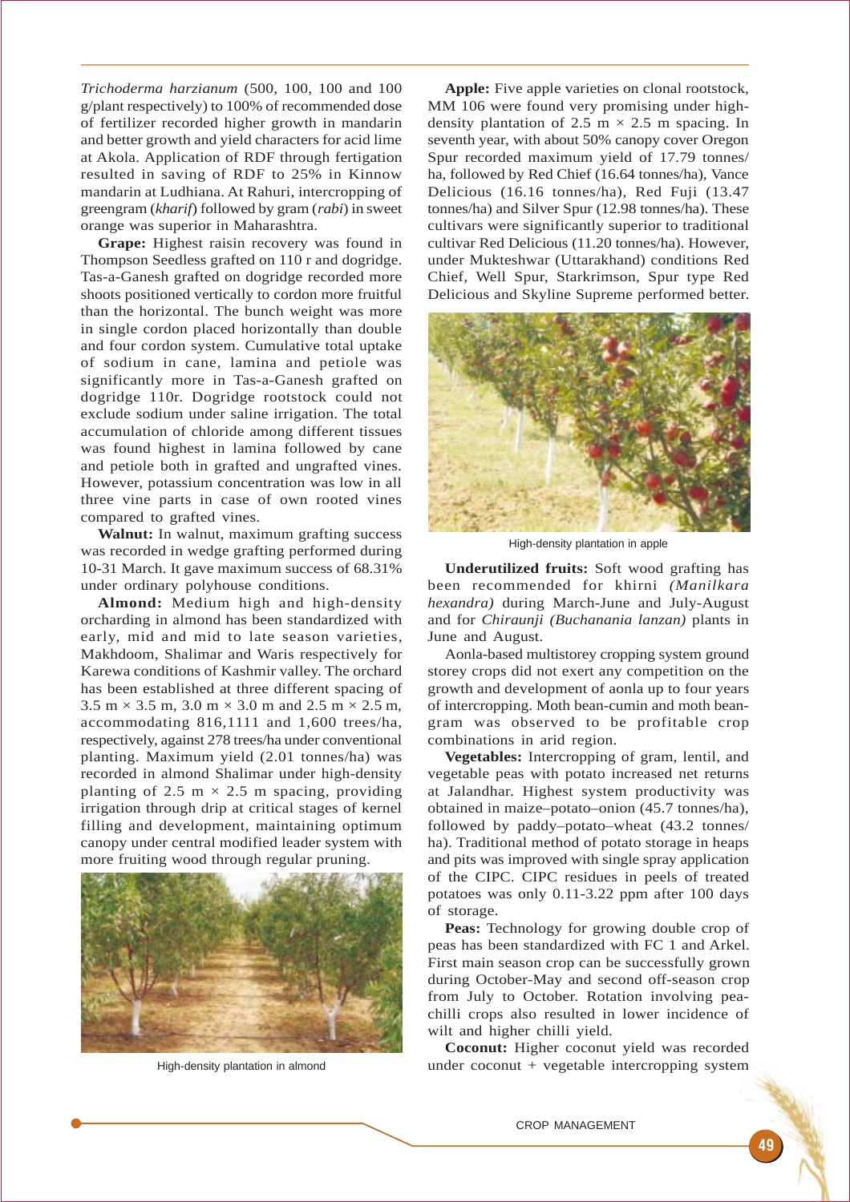*Trichoderma harzianum* (500, 100, 100 and 100 g/plant respectively) to 100% of recommended dose of fertilizer recorded higher growth in mandarin and better growth and yield characters for acid lime at Akola. Application of RDF through fertigation resulted in saving of RDF to 25% in Kinnow mandarin at Ludhiana. At Rahuri, intercropping of greengram (*kharif*) followed by gram (*rabi*) in sweet orange was superior in Maharashtra.

**Grape:** Highest raisin recovery was found in Thompson Seedless grafted on 110 r and dogridge. Tas-a-Ganesh grafted on dogridge recorded more shoots positioned vertically to cordon more fruitful than the horizontal. The bunch weight was more in single cordon placed horizontally than double and four cordon system. Cumulative total uptake of sodium in cane, lamina and petiole was significantly more in Tas-a-Ganesh grafted on dogridge 110r. Dogridge rootstock could not exclude sodium under saline irrigation. The total accumulation of chloride among different tissues was found highest in lamina followed by cane and petiole both in grafted and ungrafted vines. However, potassium concentration was low in all three vine parts in case of own rooted vines compared to grafted vines.

**Walnut:** In walnut, maximum grafting success was recorded in wedge grafting performed during 10-31 March. It gave maximum success of 68.31% under ordinary polyhouse conditions.

**Almond:** Medium high and high-density orcharding in almond has been standardized with early, mid and mid to late season varieties, Makhdoom, Shalimar and Waris respectively for Karewa conditions of Kashmir valley. The orchard has been established at three different spacing of 3.5 m × 3.5 m, 3.0 m × 3.0 m and 2.5 m × 2.5 m, accommodating 816,1111 and 1,600 trees/ha, respectively, against 278 trees/ha under conventional planting. Maximum yield (2.01 tonnes/ha) was recorded in almond Shalimar under high-density planting of 2.5 m × 2.5 m spacing, providing irrigation through drip at critical stages of kernel filling and development, maintaining optimum canopy under central modified leader system with more fruiting wood through regular pruning.

High-density plantation in almond

**Apple:** Five apple varieties on clonal rootstock, MM 106 were found very promising under high-density plantation of 2.5 m × 2.5 m spacing. In seventh year, with about 50% canopy cover Oregon Spur recorded maximum yield of 17.79 tonnes/ha, followed by Red Chief (16.64 tonnes/ha), Vance Delicious (16.16 tonnes/ha), Red Fuji (13.47 tonnes/ha) and Silver Spur (12.98 tonnes/ha). These cultivars were significantly superior to traditional cultivar Red Delicious (11.20 tonnes/ha). However, under Mukteshwar (Uttarakhand) conditions Red Chief, Well Spur, Starkrimson, Spur type Red Delicious and Skyline Supreme performed better.

High-density plantation in apple

**Underutilized fruits:** Soft wood grafting has been recommended for khirni *(Manilkara hexandra)* during March-June and July-August and for *Chiraunji (Buchanania lanzan)* plants in June and August.

Aonla-based multistorey cropping system ground storey crops did not exert any competition on the growth and development of aonla up to four years of intercropping. Moth bean-cumin and moth bean-gram was observed to be profitable crop combinations in arid region.

**Vegetables:** Intercropping of gram, lentil, and vegetable peas with potato increased net returns at Jalandhar. Highest system productivity was obtained in maize–potato–onion (45.7 tonnes/ha), followed by paddy–potato–wheat (43.2 tonnes/ha). Traditional method of potato storage in heaps and pits was improved with single spray application of the CIPC. CIPC residues in peels of treated potatoes was only 0.11-3.22 ppm after 100 days of storage.

**Peas:** Technology for growing double crop of peas has been standardized with FC 1 and Arkel. First main season crop can be successfully grown during October-May and second off-season crop from July to October. Rotation involving pea-chilli crops also resulted in lower incidence of wilt and higher chilli yield.

**Coconut:** Higher coconut yield was recorded under coconut + vegetable intercropping system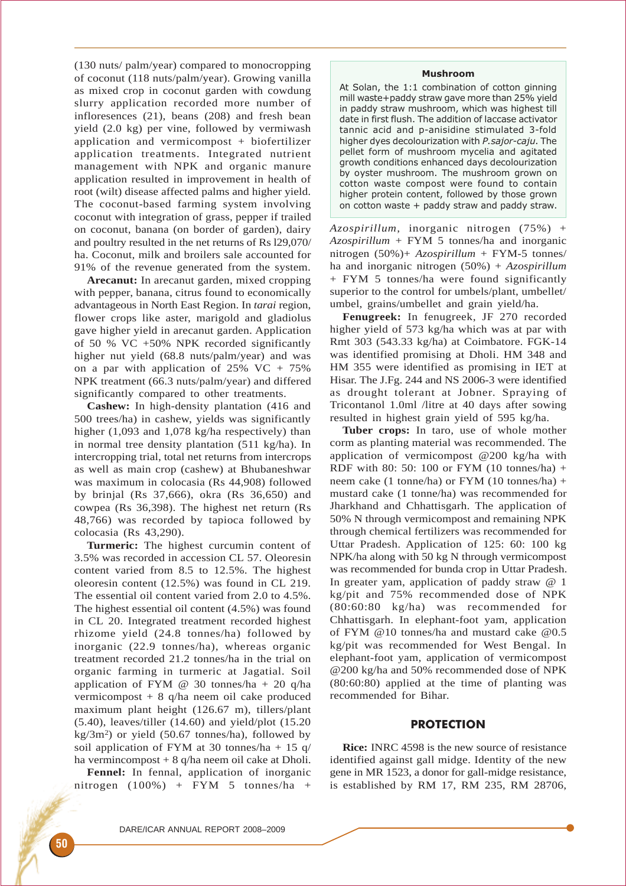(130 nuts/ palm/year) compared to monocropping of coconut (118 nuts/palm/year). Growing vanilla as mixed crop in coconut garden with cowdung slurry application recorded more number of infloresences (21), beans (208) and fresh bean yield (2.0 kg) per vine, followed by vermiwash application and vermicompost + biofertilizer application treatments. Integrated nutrient management with NPK and organic manure application resulted in improvement in health of root (wilt) disease affected palms and higher yield. The coconut-based farming system involving coconut with integration of grass, pepper if trailed on coconut, banana (on border of garden), dairy and poultry resulted in the net returns of Rs l29,070/ ha. Coconut, milk and broilers sale accounted for 91% of the revenue generated from the system.

**Arecanut:** In arecanut garden, mixed cropping with pepper, banana, citrus found to economically advantageous in North East Region. In *tarai* region, flower crops like aster, marigold and gladiolus gave higher yield in arecanut garden. Application of 50 % VC +50% NPK recorded significantly higher nut yield (68.8 nuts/palm/year) and was on a par with application of 25% VC + 75% NPK treatment (66.3 nuts/palm/year) and differed significantly compared to other treatments.

**Cashew:** In high-density plantation (416 and 500 trees/ha) in cashew, yields was significantly higher (1,093 and 1,078 kg/ha respectively) than in normal tree density plantation (511 kg/ha). In intercropping trial, total net returns from intercrops as well as main crop (cashew) at Bhubaneshwar was maximum in colocasia (Rs 44,908) followed by brinjal (Rs 37,666), okra (Rs 36,650) and cowpea (Rs 36,398). The highest net return (Rs 48,766) was recorded by tapioca followed by colocasia (Rs 43,290).

**Turmeric:** The highest curcumin content of 3.5% was recorded in accession CL 57. Oleoresin content varied from 8.5 to 12.5%. The highest oleoresin content (12.5%) was found in CL 219. The essential oil content varied from 2.0 to 4.5%. The highest essential oil content (4.5%) was found in CL 20. Integrated treatment recorded highest rhizome yield (24.8 tonnes/ha) followed by inorganic (22.9 tonnes/ha), whereas organic treatment recorded 21.2 tonnes/ha in the trial on organic farming in turmeric at Jagatial. Soil application of FYM @ 30 tonnes/ha + 20 q/ha vermicompost + 8 q/ha neem oil cake produced maximum plant height (126.67 m), tillers/plant (5.40), leaves/tiller (14.60) and yield/plot (15.20 kg/3m$^2$) or yield (50.67 tonnes/ha), followed by soil application of FYM at 30 tonnes/ha + 15 q/ ha vermincompost + 8 q/ha neem oil cake at Dholi.

**Fennel:** In fennal, application of inorganic nitrogen (100%) + FYM 5 tonnes/ha + *Azospirillum*, inorganic nitrogen (75%) + *Azospirillum* + FYM 5 tonnes/ha and inorganic nitrogen (50%)+ *Azospirillum* + FYM-5 tonnes/ ha and inorganic nitrogen (50%) + *Azospirillum* + FYM 5 tonnes/ha were found significantly superior to the control for umbels/plant, umbellet/ umbel, grains/umbellet and grain yield/ha.

> **Mushroom**
>
> At Solan, the 1:1 combination of cotton ginning mill waste+paddy straw gave more than 25% yield in paddy straw mushroom, which was highest till date in first flush. The addition of laccase activator tannic acid and p-anisidine stimulated 3-fold higher dyes decolourization with *P.sajor-caju*. The pellet form of mushroom mycelia and agitated growth conditions enhanced days decolourization by oyster mushroom. The mushroom grown on cotton waste compost were found to contain higher protein content, followed by those grown on cotton waste + paddy straw and paddy straw.

**Fenugreek:** In fenugreek, JF 270 recorded higher yield of 573 kg/ha which was at par with Rmt 303 (543.33 kg/ha) at Coimbatore. FGK-14 was identified promising at Dholi. HM 348 and HM 355 were identified as promising in IET at Hisar. The J.Fg. 244 and NS 2006-3 were identified as drought tolerant at Jobner. Spraying of Tricontanol 1.0ml /litre at 40 days after sowing resulted in highest grain yield of 595 kg/ha.

**Tuber crops:** In taro, use of whole mother corm as planting material was recommended. The application of vermicompost @200 kg/ha with RDF with 80: 50: 100 or FYM (10 tonnes/ha) + neem cake (1 tonne/ha) or FYM (10 tonnes/ha) + mustard cake (1 tonne/ha) was recommended for Jharkhand and Chhattisgarh. The application of 50% N through vermicompost and remaining NPK through chemical fertilizers was recommended for Uttar Pradesh. Application of 125: 60: 100 kg NPK/ha along with 50 kg N through vermicompost was recommended for bunda crop in Uttar Pradesh. In greater yam, application of paddy straw @ 1 kg/pit and 75% recommended dose of NPK (80:60:80 kg/ha) was recommended for Chhattisgarh. In elephant-foot yam, application of FYM @10 tonnes/ha and mustard cake @0.5 kg/pit was recommended for West Bengal. In elephant-foot yam, application of vermicompost @200 kg/ha and 50% recommended dose of NPK (80:60:80) applied at the time of planting was recommended for Bihar.

## PROTECTION

**Rice:** INRC 4598 is the new source of resistance identified against gall midge. Identity of the new gene in MR 1523, a donor for gall-midge resistance, is established by RM 17, RM 235, RM 28706,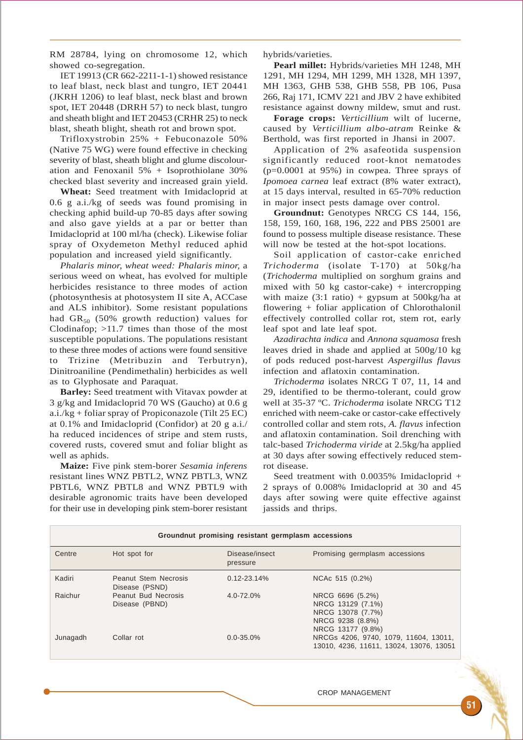RM 28784, lying on chromosome 12, which showed co-segregation.

IET 19913 (CR 662-2211-1-1) showed resistance to leaf blast, neck blast and tungro, IET 20441 (JKRH 1206) to leaf blast, neck blast and brown spot, IET 20448 (DRRH 57) to neck blast, tungro and sheath blight and IET 20453 (CRHR 25) to neck blast, sheath blight, sheath rot and brown spot.

Trifloxystrobin 25% + Febuconazole 50% (Native 75 WG) were found effective in checking severity of blast, sheath blight and glume discolouration and Fenoxanil 5% + Isoprothiolane 30% checked blast severity and increased grain yield.

**Wheat:** Seed treatment with Imidacloprid at 0.6 g a.i./kg of seeds was found promising in checking aphid build-up 70-85 days after sowing and also gave yields at a par or better than Imidacloprid at 100 ml/ha (check). Likewise foliar spray of Oxydemeton Methyl reduced aphid population and increased yield significantly.

*Phalaris minor, wheat weed: Phalaris minor,* a serious weed on wheat, has evolved for multiple herbicides resistance to three modes of action (photosynthesis at photosystem II site A, ACCase and ALS inhibitor). Some resistant populations had $GR_{50}$ (50% growth reduction) values for Clodinafop; >11.7 times than those of the most susceptible populations. The populations resistant to these three modes of actions were found sensitive to Trizine (Metribuzin and Terbutryn), Dinitroaniline (Pendimethalin) herbicides as well as to Glyphosate and Paraquat.

**Barley:** Seed treatment with Vitavax powder at 3 g/kg and Imidacloprid 70 WS (Gaucho) at 0.6 g a.i./kg + foliar spray of Propiconazole (Tilt 25 EC) at 0.1% and Imidacloprid (Confidor) at 20 g a.i./ha reduced incidences of stripe and stem rusts, covered rusts, covered smut and foliar blight as well as aphids.

**Maize:** Five pink stem-borer *Sesamia inferens* resistant lines WNZ PBTL2, WNZ PBTL3, WNZ PBTL6, WNZ PBTL8 and WNZ PBTL9 with desirable agronomic traits have been developed for their use in developing pink stem-borer resistant hybrids/varieties.

**Pearl millet:** Hybrids/varieties MH 1248, MH 1291, MH 1294, MH 1299, MH 1328, MH 1397, MH 1363, GHB 538, GHB 558, PB 106, Pusa 266, Raj 171, ICMV 221 and JBV 2 have exhibited resistance against downy mildew, smut and rust.

**Forage crops:** *Verticillium* wilt of lucerne, caused by *Verticillium albo-atram* Reinke & Berthold, was first reported in Jhansi in 2007.

Application of 2% asafeotida suspension significantly reduced root-knot nematodes (p=0.0001 at 95%) in cowpea. Three sprays of *Ipomoea carnea* leaf extract (8% water extract), at 15 days interval, resulted in 65-70% reduction in major insect pests damage over control.

**Groundnut:** Genotypes NRCG CS 144, 156, 158, 159, 160, 168, 196, 222 and PBS 25001 are found to possess multiple disease resistance. These will now be tested at the hot-spot locations.

Soil application of castor-cake enriched *Trichoderma* (isolate T-170) at 50kg/ha (*Trichoderma* multiplied on sorghum grains and mixed with 50 kg castor-cake) + intercropping with maize (3:1 ratio) + gypsum at 500kg/ha at flowering + foliar application of Chlorothalonil effectively controlled collar rot, stem rot, early leaf spot and late leaf spot.

*Azadirachta indica* and *Annona squamosa* fresh leaves dried in shade and applied at 500g/10 kg of pods reduced post-harvest *Aspergillus flavus* infection and aflatoxin contamination.

*Trichoderma* isolates NRCG T 07, 11, 14 and 29, identified to be thermo-tolerant, could grow well at 35-37 ºC. *Trichoderma* isolate NRCG T12 enriched with neem-cake or castor-cake effectively controlled collar and stem rots, *A. flavus* infection and aflatoxin contamination. Soil drenching with talc-based *Trichoderma viride* at 2.5kg/ha applied at 30 days after sowing effectively reduced stem-rot disease.

Seed treatment with 0.0035% Imidacloprid + 2 sprays of 0.008% Imidacloprid at 30 and 45 days after sowing were quite effective against jassids and thrips.

**Groundnut promising resistant germplasm accessions**

| Centre | Hot spot for | Disease/insect pressure | Promising germplasm accessions |
|---|---|---|---|
| Kadiri | Peanut Stem Necrosis Disease (PSND) | 0.12-23.14% | NCAc 515 (0.2%) |
| Raichur | Peanut Bud Necrosis Disease (PBND) | 4.0-72.0% | NRCG 6696 (5.2%)<br>NRCG 13129 (7.1%)<br>NRCG 13078 (7.7%)<br>NRCG 9238 (8.8%)<br>NRCG 13177 (9.8%) |
| Junagadh | Collar rot | 0.0-35.0% | NRCGs 4206, 9740, 1079, 11604, 13011, 13010, 4236, 11611, 13024, 13076, 13051 |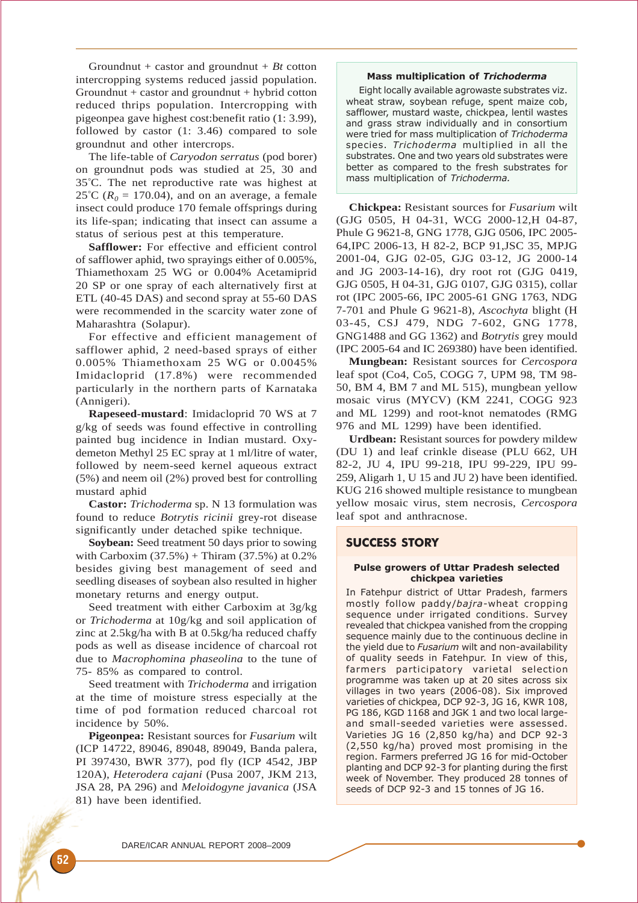Groundnut + castor and groundnut + *Bt* cotton intercropping systems reduced jassid population. Groundnut + castor and groundnut + hybrid cotton reduced thrips population. Intercropping with pigeonpea gave highest cost:benefit ratio (1: 3.99), followed by castor (1: 3.46) compared to sole groundnut and other intercrops.

The life-table of *Caryodon serratus* (pod borer) on groundnut pods was studied at 25, 30 and 35°C. The net reproductive rate was highest at 25°C ($R_0$ = 170.04), and on an average, a female insect could produce 170 female offsprings during its life-span; indicating that insect can assume a status of serious pest at this temperature.

**Safflower:** For effective and efficient control of safflower aphid, two sprayings either of 0.005%, Thiamethoxam 25 WG or 0.004% Acetamiprid 20 SP or one spray of each alternatively first at ETL (40-45 DAS) and second spray at 55-60 DAS were recommended in the scarcity water zone of Maharashtra (Solapur).

For effective and efficient management of safflower aphid, 2 need-based sprays of either 0.005% Thiamethoxam 25 WG or 0.0045% Imidacloprid (17.8%) were recommended particularly in the northern parts of Karnataka (Annigeri).

**Rapeseed-mustard**: Imidacloprid 70 WS at 7 g/kg of seeds was found effective in controlling painted bug incidence in Indian mustard. Oxy-demeton Methyl 25 EC spray at 1 ml/litre of water, followed by neem-seed kernel aqueous extract (5%) and neem oil (2%) proved best for controlling mustard aphid

**Castor:** *Trichoderma* sp. N 13 formulation was found to reduce *Botrytis ricinii* grey-rot disease significantly under detached spike technique.

**Soybean:** Seed treatment 50 days prior to sowing with Carboxim (37.5%) + Thiram (37.5%) at 0.2% besides giving best management of seed and seedling diseases of soybean also resulted in higher monetary returns and energy output.

Seed treatment with either Carboxim at 3g/kg or *Trichoderma* at 10g/kg and soil application of zinc at 2.5kg/ha with B at 0.5kg/ha reduced chaffy pods as well as disease incidence of charcoal rot due to *Macrophomina phaseolina* to the tune of 75- 85% as compared to control.

Seed treatment with *Trichoderma* and irrigation at the time of moisture stress especially at the time of pod formation reduced charcoal rot incidence by 50%.

**Pigeonpea:** Resistant sources for *Fusarium* wilt (ICP 14722, 89046, 89048, 89049, Banda palera, PI 397430, BWR 377), pod fly (ICP 4542, JBP 120A), *Heterodera cajani* (Pusa 2007, JKM 213, JSA 28, PA 296) and *Meloidogyne javanica* (JSA 81) have been identified.

> **Mass multiplication of *Trichoderma***
>
> Eight locally available agrowaste substrates viz. wheat straw, soybean refuge, spent maize cob, safflower, mustard waste, chickpea, lentil wastes and grass straw individually and in consortium were tried for mass multiplication of *Trichoderma* species. *Trichoderma* multiplied in all the substrates. One and two years old substrates were better as compared to the fresh substrates for mass multiplication of *Trichoderma*.

**Chickpea:** Resistant sources for *Fusarium* wilt (GJG 0505, H 04-31, WCG 2000-12,H 04-87, Phule G 9621-8, GNG 1778, GJG 0506, IPC 2005-64,IPC 2006-13, H 82-2, BCP 91,JSC 35, MPJG 2001-04, GJG 02-05, GJG 03-12, JG 2000-14 and JG 2003-14-16), dry root rot (GJG 0419, GJG 0505, H 04-31, GJG 0107, GJG 0315), collar rot (IPC 2005-66, IPC 2005-61 GNG 1763, NDG 7-701 and Phule G 9621-8), *Ascochyta* blight (H 03-45, CSJ 479, NDG 7-602, GNG 1778, GNG1488 and GG 1362) and *Botrytis* grey mould (IPC 2005-64 and IC 269380) have been identified.

**Mungbean:** Resistant sources for *Cercospora* leaf spot (Co4, Co5, COGG 7, UPM 98, TM 98-50, BM 4, BM 7 and ML 515), mungbean yellow mosaic virus (MYCV) (KM 2241, COGG 923 and ML 1299) and root-knot nematodes (RMG 976 and ML 1299) have been identified.

**Urdbean:** Resistant sources for powdery mildew (DU 1) and leaf crinkle disease (PLU 662, UH 82-2, JU 4, IPU 99-218, IPU 99-229, IPU 99-259, Aligarh 1, U 15 and JU 2) have been identified. KUG 216 showed multiple resistance to mungbean yellow mosaic virus, stem necrosis, *Cercospora* leaf spot and anthracnose.

> **SUCCESS STORY**
>
> **Pulse growers of Uttar Pradesh selected chickpea varieties**
>
> In Fatehpur district of Uttar Pradesh, farmers mostly follow paddy/*bajra*-wheat cropping sequence under irrigated conditions. Survey revealed that chickpea vanished from the cropping sequence mainly due to the continuous decline in the yield due to *Fusarium* wilt and non-availability of quality seeds in Fatehpur. In view of this, farmers participatory varietal selection programme was taken up at 20 sites across six villages in two years (2006-08). Six improved varieties of chickpea, DCP 92-3, JG 16, KWR 108, PG 186, KGD 1168 and JGK 1 and two local large- and small-seeded varieties were assessed. Varieties JG 16 (2,850 kg/ha) and DCP 92-3 (2,550 kg/ha) proved most promising in the region. Farmers preferred JG 16 for mid-October planting and DCP 92-3 for planting during the first week of November. They produced 28 tonnes of seeds of DCP 92-3 and 15 tonnes of JG 16.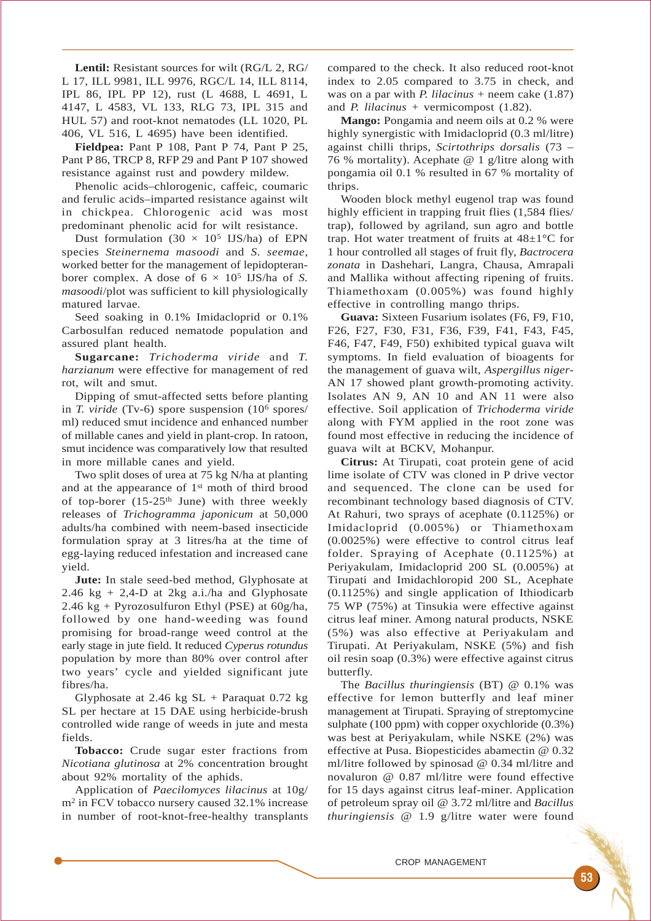**Lentil:** Resistant sources for wilt (RG/L 2, RG/L 17, ILL 9981, ILL 9976, RGC/L 14, ILL 8114, IPL 86, IPL PP 12), rust (L 4688, L 4691, L 4147, L 4583, VL 133, RLG 73, IPL 315 and HUL 57) and root-knot nematodes (LL 1020, PL 406, VL 516, L 4695) have been identified.

**Fieldpea:** Pant P 108, Pant P 74, Pant P 25, Pant P 86, TRCP 8, RFP 29 and Pant P 107 showed resistance against rust and powdery mildew.

Phenolic acids–chlorogenic, caffeic, coumaric and ferulic acids–imparted resistance against wilt in chickpea. Chlorogenic acid was most predominant phenolic acid for wilt resistance.

Dust formulation ($30 \times 10^5$ IJS/ha) of EPN species *Steinernema masoodi* and *S. seemae*, worked better for the management of lepidopteran-borer complex. A dose of $6 \times 10^5$ IJS/ha of *S. masoodi*/plot was sufficient to kill physiologically matured larvae.

Seed soaking in 0.1% Imidacloprid or 0.1% Carbosulfan reduced nematode population and assured plant health.

**Sugarcane:** *Trichoderma viride* and *T. harzianum* were effective for management of red rot, wilt and smut.

Dipping of smut-affected setts before planting in *T. viride* (Tv-6) spore suspension ($10^6$ spores/ml) reduced smut incidence and enhanced number of millable canes and yield in plant-crop. In ratoon, smut incidence was comparatively low that resulted in more millable canes and yield.

Two split doses of urea at 75 kg N/ha at planting and at the appearance of 1st moth of third brood of top-borer (15-25th June) with three weekly releases of *Trichogramma japonicum* at 50,000 adults/ha combined with neem-based insecticide formulation spray at 3 litres/ha at the time of egg-laying reduced infestation and increased cane yield.

**Jute:** In stale seed-bed method, Glyphosate at 2.46 kg + 2,4-D at 2kg a.i./ha and Glyphosate 2.46 kg + Pyrozosulfuron Ethyl (PSE) at 60g/ha, followed by one hand-weeding was found promising for broad-range weed control at the early stage in jute field. It reduced *Cyperus rotundus* population by more than 80% over control after two years' cycle and yielded significant jute fibres/ha.

Glyphosate at 2.46 kg SL + Paraquat 0.72 kg SL per hectare at 15 DAE using herbicide-brush controlled wide range of weeds in jute and mesta fields.

**Tobacco:** Crude sugar ester fractions from *Nicotiana glutinosa* at 2% concentration brought about 92% mortality of the aphids.

Application of *Paecilomyces lilacinus* at 10g/m$^2$ in FCV tobacco nursery caused 32.1% increase in number of root-knot-free-healthy transplants compared to the check. It also reduced root-knot index to 2.05 compared to 3.75 in check, and was on a par with *P. lilacinus* + neem cake (1.87) and *P. lilacinus* + vermicompost (1.82).

**Mango:** Pongamia and neem oils at 0.2 % were highly synergistic with Imidacloprid (0.3 ml/litre) against chilli thrips, *Scirtothrips dorsalis* (73 – 76 % mortality). Acephate @ 1 g/litre along with pongamia oil 0.1 % resulted in 67 % mortality of thrips.

Wooden block methyl eugenol trap was found highly efficient in trapping fruit flies (1,584 flies/trap), followed by agriland, sun agro and bottle trap. Hot water treatment of fruits at 48±1°C for 1 hour controlled all stages of fruit fly, *Bactrocera zonata* in Dashehari, Langra, Chausa, Amrapali and Mallika without affecting ripening of fruits. Thiamethoxam (0.005%) was found highly effective in controlling mango thrips.

**Guava:** Sixteen Fusarium isolates (F6, F9, F10, F26, F27, F30, F31, F36, F39, F41, F43, F45, F46, F47, F49, F50) exhibited typical guava wilt symptoms. In field evaluation of bioagents for the management of guava wilt, *Aspergillus niger*-AN 17 showed plant growth-promoting activity. Isolates AN 9, AN 10 and AN 11 were also effective. Soil application of *Trichoderma viride* along with FYM applied in the root zone was found most effective in reducing the incidence of guava wilt at BCKV, Mohanpur.

**Citrus:** At Tirupati, coat protein gene of acid lime isolate of CTV was cloned in P drive vector and sequenced. The clone can be used for recombinant technology based diagnosis of CTV. At Rahuri, two sprays of acephate (0.1125%) or Imidacloprid (0.005%) or Thiamethoxam (0.0025%) were effective to control citrus leaf folder. Spraying of Acephate (0.1125%) at Periyakulam, Imidacloprid 200 SL (0.005%) at Tirupati and Imidachloropid 200 SL, Acephate (0.1125%) and single application of Ithiodicarb 75 WP (75%) at Tinsukia were effective against citrus leaf miner. Among natural products, NSKE (5%) was also effective at Periyakulam and Tirupati. At Periyakulam, NSKE (5%) and fish oil resin soap (0.3%) were effective against citrus butterfly.

The *Bacillus thuringiensis* (BT) @ 0.1% was effective for lemon butterfly and leaf miner management at Tirupati. Spraying of streptomycine sulphate (100 ppm) with copper oxychloride (0.3%) was best at Periyakulam, while NSKE (2%) was effective at Pusa. Biopesticides abamectin @ 0.32 ml/litre followed by spinosad @ 0.34 ml/litre and novaluron @ 0.87 ml/litre were found effective for 15 days against citrus leaf-miner. Application of petroleum spray oil @ 3.72 ml/litre and *Bacillus thuringiensis* @ 1.9 g/litre water were found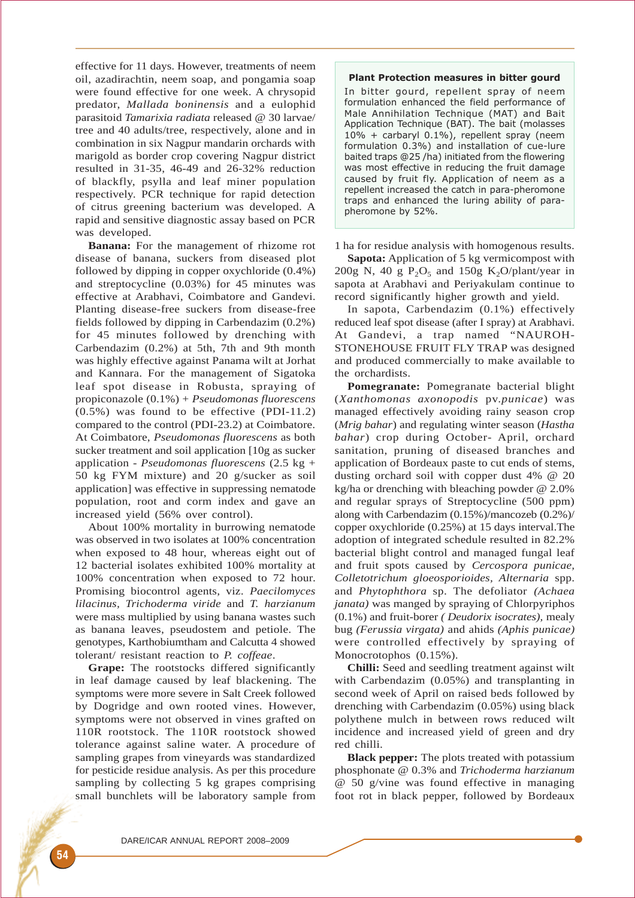effective for 11 days. However, treatments of neem oil, azadirachtin, neem soap, and pongamia soap were found effective for one week. A chrysopid predator, *Mallada boninensis* and a eulophid parasitoid *Tamarixia radiata* released @ 30 larvae/ tree and 40 adults/tree, respectively, alone and in combination in six Nagpur mandarin orchards with marigold as border crop covering Nagpur district resulted in 31-35, 46-49 and 26-32% reduction of blackfly, psylla and leaf miner population respectively. PCR technique for rapid detection of citrus greening bacterium was developed. A rapid and sensitive diagnostic assay based on PCR was developed.

**Banana:** For the management of rhizome rot disease of banana, suckers from diseased plot followed by dipping in copper oxychloride (0.4%) and streptocycline (0.03%) for 45 minutes was effective at Arabhavi, Coimbatore and Gandevi. Planting disease-free suckers from disease-free fields followed by dipping in Carbendazim (0.2%) for 45 minutes followed by drenching with Carbendazim (0.2%) at 5th, 7th and 9th month was highly effective against Panama wilt at Jorhat and Kannara. For the management of Sigatoka leaf spot disease in Robusta, spraying of propiconazole (0.1%) + *Pseudomonas fluorescens* (0.5%) was found to be effective (PDI-11.2) compared to the control (PDI-23.2) at Coimbatore. At Coimbatore, *Pseudomonas fluorescens* as both sucker treatment and soil application [10g as sucker application - *Pseudomonas fluorescens* (2.5 kg + 50 kg FYM mixture) and 20 g/sucker as soil application] was effective in suppressing nematode population, root and corm index and gave an increased yield (56% over control).

About 100% mortality in burrowing nematode was observed in two isolates at 100% concentration when exposed to 48 hour, whereas eight out of 12 bacterial isolates exhibited 100% mortality at 100% concentration when exposed to 72 hour. Promising biocontrol agents, viz. *Paecilomyces lilacinus*, *Trichoderma viride* and *T. harzianum* were mass multiplied by using banana wastes such as banana leaves, pseudostem and petiole. The genotypes, Karthobiumtham and Calcutta 4 showed tolerant/ resistant reaction to *P. coffeae*.

**Grape:** The rootstocks differed significantly in leaf damage caused by leaf blackening. The symptoms were more severe in Salt Creek followed by Dogridge and own rooted vines. However, symptoms were not observed in vines grafted on 110R rootstock. The 110R rootstock showed tolerance against saline water. A procedure of sampling grapes from vineyards was standardized for pesticide residue analysis. As per this procedure sampling by collecting 5 kg grapes comprising small bunchlets will be laboratory sample from 1 ha for residue analysis with homogenous results.

**Plant Protection measures in bitter gourd**

In bitter gourd, repellent spray of neem formulation enhanced the field performance of Male Annihilation Technique (MAT) and Bait Application Technique (BAT). The bait (molasses 10% + carbaryl 0.1%), repellent spray (neem formulation 0.3%) and installation of cue-lure baited traps @25 /ha) initiated from the flowering was most effective in reducing the fruit damage caused by fruit fly. Application of neem as a repellent increased the catch in para-pheromone traps and enhanced the luring ability of para-pheromone by 52%.

**Sapota:** Application of 5 kg vermicompost with 200g N, 40 g $P_2O_5$ and 150g $K_2O$/plant/year in sapota at Arabhavi and Periyakulam continue to record significantly higher growth and yield.

In sapota, Carbendazim (0.1%) effectively reduced leaf spot disease (after I spray) at Arabhavi. At Gandevi, a trap named "NAUROH-STONEHOUSE FRUIT FLY TRAP was designed and produced commercially to make available to the orchardists.

**Pomegranate:** Pomegranate bacterial blight (*Xanthomonas axonopodis* pv.*punicae*) was managed effectively avoiding rainy season crop (*Mrig bahar*) and regulating winter season (*Hastha bahar*) crop during October- April, orchard sanitation, pruning of diseased branches and application of Bordeaux paste to cut ends of stems, dusting orchard soil with copper dust 4% @ 20 kg/ha or drenching with bleaching powder @ 2.0% and regular sprays of Streptocycline (500 ppm) along with Carbendazim (0.15%)/mancozeb (0.2%)/ copper oxychloride (0.25%) at 15 days interval.The adoption of integrated schedule resulted in 82.2% bacterial blight control and managed fungal leaf and fruit spots caused by *Cercospora punicae*, *Colletotrichum gloeosporioides, Alternaria* spp. and *Phytophthora* sp. The defoliator *(Achaea janata)* was manged by spraying of Chlorpyriphos (0.1%) and fruit-borer *( Deudorix isocrates)*, mealy bug *(Ferussia virgata)* and ahids *(Aphis punicae)* were controlled effectively by spraying of Monocrotophos (0.15%).

**Chilli:** Seed and seedling treatment against wilt with Carbendazim (0.05%) and transplanting in second week of April on raised beds followed by drenching with Carbendazim (0.05%) using black polythene mulch in between rows reduced wilt incidence and increased yield of green and dry red chilli.

**Black pepper:** The plots treated with potassium phosphonate @ 0.3% and *Trichoderma harzianum* @ 50 g/vine was found effective in managing foot rot in black pepper, followed by Bordeaux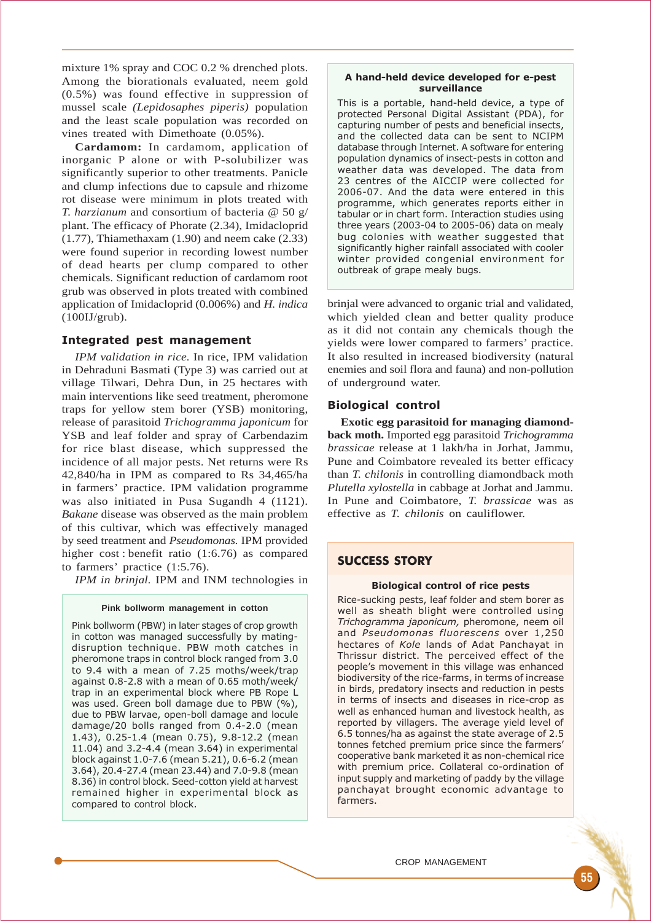mixture 1% spray and COC 0.2 % drenched plots. Among the biorationals evaluated, neem gold (0.5%) was found effective in suppression of mussel scale *(Lepidosaphes piperis)* population and the least scale population was recorded on vines treated with Dimethoate (0.05%).

**Cardamom:** In cardamom, application of inorganic P alone or with P-solubilizer was significantly superior to other treatments. Panicle and clump infections due to capsule and rhizome rot disease were minimum in plots treated with *T. harzianum* and consortium of bacteria @ 50 g/ plant. The efficacy of Phorate (2.34), Imidacloprid (1.77), Thiamethaxam (1.90) and neem cake (2.33) were found superior in recording lowest number of dead hearts per clump compared to other chemicals. Significant reduction of cardamom root grub was observed in plots treated with combined application of Imidacloprid (0.006%) and *H. indica* (100IJ/grub).

## Integrated pest management

*IPM validation in rice.* In rice, IPM validation in Dehraduni Basmati (Type 3) was carried out at village Tilwari, Dehra Dun, in 25 hectares with main interventions like seed treatment, pheromone traps for yellow stem borer (YSB) monitoring, release of parasitoid *Trichogramma japonicum* for YSB and leaf folder and spray of Carbendazim for rice blast disease, which suppressed the incidence of all major pests. Net returns were Rs 42,840/ha in IPM as compared to Rs 34,465/ha in farmers' practice. IPM validation programme was also initiated in Pusa Sugandh 4 (1121). *Bakane* disease was observed as the main problem of this cultivar, which was effectively managed by seed treatment and *Pseudomonas.* IPM provided higher cost : benefit ratio (1:6.76) as compared to farmers' practice (1:5.76).

*IPM in brinjal.* IPM and INM technologies in brinjal were advanced to organic trial and validated, which yielded clean and better quality produce as it did not contain any chemicals though the yields were lower compared to farmers' practice. It also resulted in increased biodiversity (natural enemies and soil flora and fauna) and non-pollution of underground water.

### Pink bollworm management in cotton

Pink bollworm (PBW) in later stages of crop growth in cotton was managed successfully by mating-disruption technique. PBW moth catches in pheromone traps in control block ranged from 3.0 to 9.4 with a mean of 7.25 moths/week/trap against 0.8-2.8 with a mean of 0.65 moth/week/ trap in an experimental block where PB Rope L was used. Green boll damage due to PBW (%), due to PBW larvae, open-boll damage and locule damage/20 bolls ranged from 0.4-2.0 (mean 1.43), 0.25-1.4 (mean 0.75), 9.8-12.2 (mean 11.04) and 3.2-4.4 (mean 3.64) in experimental block against 1.0-7.6 (mean 5.21), 0.6-6.2 (mean 3.64), 20.4-27.4 (mean 23.44) and 7.0-9.8 (mean 8.36) in control block. Seed-cotton yield at harvest remained higher in experimental block as compared to control block.

### A hand-held device developed for e-pest surveillance

This is a portable, hand-held device, a type of protected Personal Digital Assistant (PDA), for capturing number of pests and beneficial insects, and the collected data can be sent to NCIPM database through Internet. A software for entering population dynamics of insect-pests in cotton and weather data was developed. The data from 23 centres of the AICCIP were collected for 2006-07. And the data were entered in this programme, which generates reports either in tabular or in chart form. Interaction studies using three years (2003-04 to 2005-06) data on mealy bug colonies with weather suggested that significantly higher rainfall associated with cooler winter provided congenial environment for outbreak of grape mealy bugs.

## Biological control

**Exotic egg parasitoid for managing diamond-back moth.** Imported egg parasitoid *Trichogramma brassicae* release at 1 lakh/ha in Jorhat, Jammu, Pune and Coimbatore revealed its better efficacy than *T. chilonis* in controlling diamondback moth *Plutella xylostella* in cabbage at Jorhat and Jammu. In Pune and Coimbatore, *T. brassicae* was as effective as *T. chilonis* on cauliflower.

## SUCCESS STORY

### Biological control of rice pests

Rice-sucking pests, leaf folder and stem borer as well as sheath blight were controlled using *Trichogramma japonicum,* pheromone, neem oil and *Pseudomonas fluorescens* over 1,250 hectares of *Kole* lands of Adat Panchayat in Thrissur district. The perceived effect of the people's movement in this village was enhanced biodiversity of the rice-farms, in terms of increase in birds, predatory insects and reduction in pests in terms of insects and diseases in rice-crop as well as enhanced human and livestock health, as reported by villagers. The average yield level of 6.5 tonnes/ha as against the state average of 2.5 tonnes fetched premium price since the farmers' cooperative bank marketed it as non-chemical rice with premium price. Collateral co-ordination of input supply and marketing of paddy by the village panchayat brought economic advantage to farmers.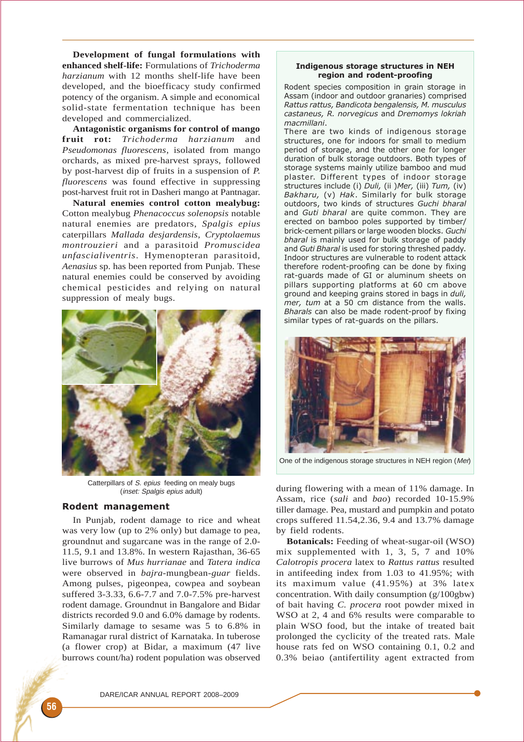**Development of fungal formulations with enhanced shelf-life:** Formulations of *Trichoderma harzianum* with 12 months shelf-life have been developed, and the bioefficacy study confirmed potency of the organism. A simple and economical solid-state fermentation technique has been developed and commercialized.

**Antagonistic organisms for control of mango fruit rot:** *Trichoderma harzianum* and *Pseudomonas fluorescens*, isolated from mango orchards, as mixed pre-harvest sprays, followed by post-harvest dip of fruits in a suspension of *P. fluorescens* was found effective in suppressing post-harvest fruit rot in Dasheri mango at Pantnagar.

**Natural enemies control cotton mealybug:** Cotton mealybug *Phenacoccus solenopsis* notable natural enemies are predators, *Spalgis epius* caterpillars *Mallada desjardensis*, *Cryptolaemus montrouzieri* and a parasitoid *Promuscidea unfascialiventris*. Hymenopteran parasitoid, *Aenasius* sp. has been reported from Punjab. These natural enemies could be conserved by avoiding chemical pesticides and relying on natural suppression of mealy bugs.

Catterpillars of *S. epius* feeding on mealy bugs (*inset: Spalgis epius* adult)

## Rodent management

In Punjab, rodent damage to rice and wheat was very low (up to 2% only) but damage to pea, groundnut and sugarcane was in the range of 2.0-11.5, 9.1 and 13.8%. In western Rajasthan, 36-65 live burrows of *Mus hurrianae* and *Tatera indica* were observed in *bajra*-mungbean-*guar* fields. Among pulses, pigeonpea, cowpea and soybean suffered 3-3.33, 6.6-7.7 and 7.0-7.5% pre-harvest rodent damage. Groundnut in Bangalore and Bidar districts recorded 9.0 and 6.0% damage by rodents. Similarly damage to sesame was 5 to 6.8% in Ramanagar rural district of Karnataka. In tuberose (a flower crop) at Bidar, a maximum (47 live burrows count/ha) rodent population was observed during flowering with a mean of 11% damage. In Assam, rice (*sali* and *bao*) recorded 10-15.9% tiller damage. Pea, mustard and pumpkin and potato crops suffered 11.54,2.36, 9.4 and 13.7% damage by field rodents.

**Botanicals:** Feeding of wheat-sugar-oil (WSO) mix supplemented with 1, 3, 5, 7 and 10% *Calotropis procera* latex to *Rattus rattus* resulted in antifeeding index from 1.03 to 41.95%; with its maximum value (41.95%) at 3% latex concentration. With daily consumption (g/100gbw) of bait having *C. procera* root powder mixed in WSO at 2, 4 and 6% results were comparable to plain WSO food, but the intake of treated bait prolonged the cyclicity of the treated rats. Male house rats fed on WSO containing 0.1, 0.2 and 0.3% beiao (antifertility agent extracted from

**Indigenous storage structures in NEH region and rodent-proofing**

Rodent species composition in grain storage in Assam (indoor and outdoor granaries) comprised *Rattus rattus, Bandicota bengalensis, M. musculus castaneus, R. norvegicus* and *Dremomys lokriah macmillani*.

There are two kinds of indigenous storage structures, one for indoors for small to medium period of storage, and the other one for longer duration of bulk storage outdoors. Both types of storage systems mainly utilize bamboo and mud plaster. Different types of indoor storage structures include (i) *Duli,* (ii )*Mer,* (iii) *Tum,* (iv) *Bakharu,* (v) *Hak*. Similarly for bulk storage outdoors, two kinds of structures *Guchi bharal* and *Guti bharal* are quite common. They are erected on bamboo poles supported by timber/ brick-cement pillars or large wooden blocks. *Guchi bharal* is mainly used for bulk storage of paddy and *Guti Bharal* is used for storing threshed paddy. Indoor structures are vulnerable to rodent attack therefore rodent-proofing can be done by fixing rat-guards made of GI or aluminum sheets on pillars supporting platforms at 60 cm above ground and keeping grains stored in bags in *duli, mer, tum* at a 50 cm distance from the walls. *Bharals* can also be made rodent-proof by fixing similar types of rat-guards on the pillars.

One of the indigenous storage structures in NEH region (*Mer*)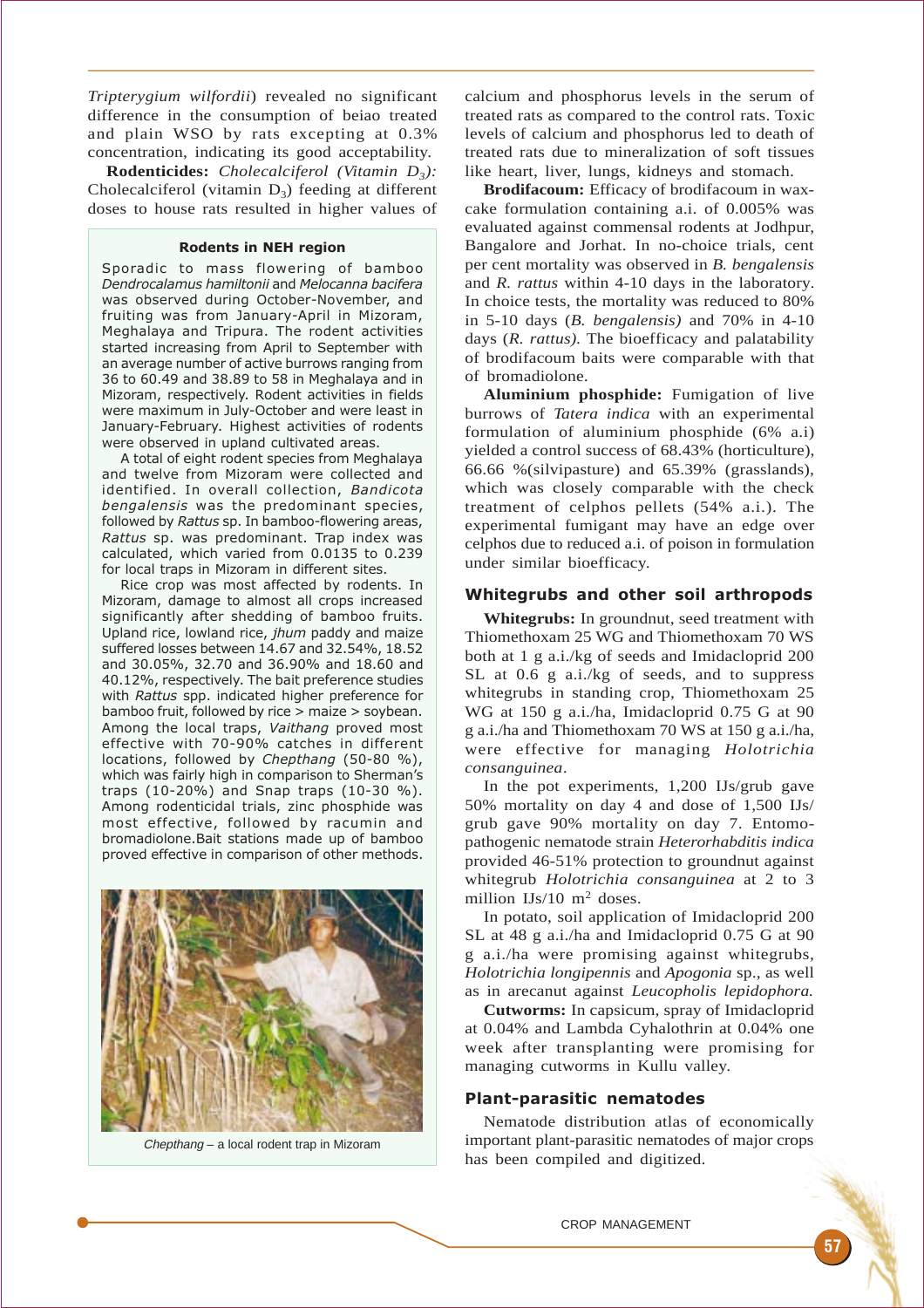*Tripterygium wilfordii*) revealed no significant difference in the consumption of beiao treated and plain WSO by rats excepting at 0.3% concentration, indicating its good acceptability.

**Rodenticides:** *Cholecalciferol (Vitamin $D_3$):* Cholecalciferol (vitamin $D_3$) feeding at different doses to house rats resulted in higher values of calcium and phosphorus levels in the serum of treated rats as compared to the control rats. Toxic levels of calcium and phosphorus led to death of treated rats due to mineralization of soft tissues like heart, liver, lungs, kidneys and stomach.

**Brodifacoum:** Efficacy of brodifacoum in wax-cake formulation containing a.i. of 0.005% was evaluated against commensal rodents at Jodhpur, Bangalore and Jorhat. In no-choice trials, cent per cent mortality was observed in *B. bengalensis* and *R. rattus* within 4-10 days in the laboratory. In choice tests, the mortality was reduced to 80% in 5-10 days (*B. bengalensis)* and 70% in 4-10 days (*R. rattus).* The bioefficacy and palatability of brodifacoum baits were comparable with that of bromadiolone.

**Aluminium phosphide:** Fumigation of live burrows of *Tatera indica* with an experimental formulation of aluminium phosphide (6% a.i) yielded a control success of 68.43% (horticulture), 66.66 %(silvipasture) and 65.39% (grasslands), which was closely comparable with the check treatment of celphos pellets (54% a.i.). The experimental fumigant may have an edge over celphos due to reduced a.i. of poison in formulation under similar bioefficacy.

**Rodents in NEH region**

Sporadic to mass flowering of bamboo *Dendrocalamus hamiltonii* and *Melocanna bacifera* was observed during October-November, and fruiting was from January-April in Mizoram, Meghalaya and Tripura. The rodent activities started increasing from April to September with an average number of active burrows ranging from 36 to 60.49 and 38.89 to 58 in Meghalaya and in Mizoram, respectively. Rodent activities in fields were maximum in July-October and were least in January-February. Highest activities of rodents were observed in upland cultivated areas.

A total of eight rodent species from Meghalaya and twelve from Mizoram were collected and identified. In overall collection, *Bandicota bengalensis* was the predominant species, followed by *Rattus* sp. In bamboo-flowering areas, *Rattus* sp. was predominant. Trap index was calculated, which varied from 0.0135 to 0.239 for local traps in Mizoram in different sites.

Rice crop was most affected by rodents. In Mizoram, damage to almost all crops increased significantly after shedding of bamboo fruits. Upland rice, lowland rice, *jhum* paddy and maize suffered losses between 14.67 and 32.54%, 18.52 and 30.05%, 32.70 and 36.90% and 18.60 and 40.12%, respectively. The bait preference studies with *Rattus* spp. indicated higher preference for bamboo fruit, followed by rice > maize > soybean. Among the local traps, *Vaithang* proved most effective with 70-90% catches in different locations, followed by *Chepthang* (50-80 %), which was fairly high in comparison to Sherman's traps (10-20%) and Snap traps (10-30 %). Among rodenticidal trials, zinc phosphide was most effective, followed by racumin and bromadiolone.Bait stations made up of bamboo proved effective in comparison of other methods.

*Chepthang* – a local rodent trap in Mizoram

## Whitegrubs and other soil arthropods

**Whitegrubs:** In groundnut, seed treatment with Thiomethoxam 25 WG and Thiomethoxam 70 WS both at 1 g a.i./kg of seeds and Imidacloprid 200 SL at 0.6 g a.i./kg of seeds, and to suppress whitegrubs in standing crop, Thiomethoxam 25 WG at 150 g a.i./ha, Imidacloprid 0.75 G at 90 g a.i./ha and Thiomethoxam 70 WS at 150 g a.i./ha, were effective for managing *Holotrichia consanguinea*.

In the pot experiments, 1,200 IJs/grub gave 50% mortality on day 4 and dose of 1,500 IJs/grub gave 90% mortality on day 7. Entomopathogenic nematode strain *Heterorhabditis indica* provided 46-51% protection to groundnut against whitegrub *Holotrichia consanguinea* at 2 to 3 million IJs/10 $m^2$ doses.

In potato, soil application of Imidacloprid 200 SL at 48 g a.i./ha and Imidacloprid 0.75 G at 90 g a.i./ha were promising against whitegrubs, *Holotrichia longipennis* and *Apogonia* sp., as well as in arecanut against *Leucopholis lepidophora.*

**Cutworms:** In capsicum, spray of Imidacloprid at 0.04% and Lambda Cyhalothrin at 0.04% one week after transplanting were promising for managing cutworms in Kullu valley.

## Plant-parasitic nematodes

Nematode distribution atlas of economically important plant-parasitic nematodes of major crops has been compiled and digitized.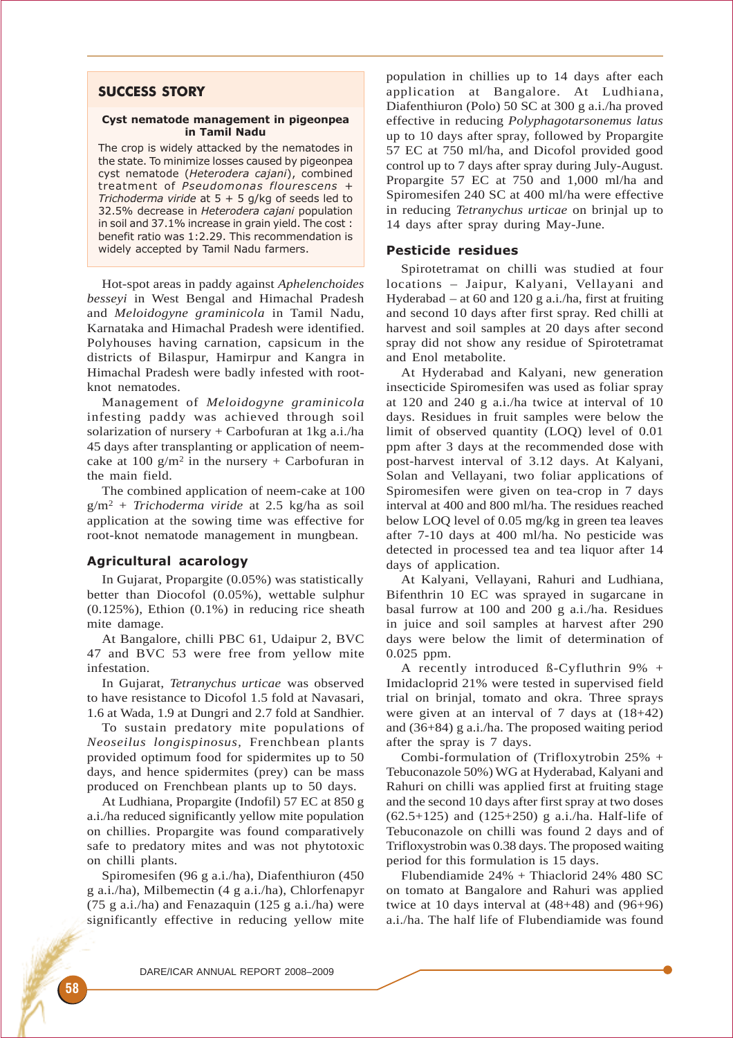## SUCCESS STORY

**Cyst nematode management in pigeonpea in Tamil Nadu**

The crop is widely attacked by the nematodes in the state. To minimize losses caused by pigeonpea cyst nematode (*Heterodera cajani*), combined treatment of *Pseudomonas flourescens* + *Trichoderma viride* at 5 + 5 g/kg of seeds led to 32.5% decrease in *Heterodera cajani* population in soil and 37.1% increase in grain yield. The cost : benefit ratio was 1:2.29. This recommendation is widely accepted by Tamil Nadu farmers.

Hot-spot areas in paddy against *Aphelenchoides besseyi* in West Bengal and Himachal Pradesh and *Meloidogyne graminicola* in Tamil Nadu, Karnataka and Himachal Pradesh were identified. Polyhouses having carnation, capsicum in the districts of Bilaspur, Hamirpur and Kangra in Himachal Pradesh were badly infested with root-knot nematodes.

Management of *Meloidogyne graminicola* infesting paddy was achieved through soil solarization of nursery + Carbofuran at 1kg a.i./ha 45 days after transplanting or application of neem-cake at 100 g/m$^2$ in the nursery + Carbofuran in the main field.

The combined application of neem-cake at 100 g/m$^2$ + *Trichoderma viride* at 2.5 kg/ha as soil application at the sowing time was effective for root-knot nematode management in mungbean.

### Agricultural acarology

In Gujarat, Propargite (0.05%) was statistically better than Diocofol (0.05%), wettable sulphur (0.125%), Ethion (0.1%) in reducing rice sheath mite damage.

At Bangalore, chilli PBC 61, Udaipur 2, BVC 47 and BVC 53 were free from yellow mite infestation.

In Gujarat, *Tetranychus urticae* was observed to have resistance to Dicofol 1.5 fold at Navasari, 1.6 at Wada, 1.9 at Dungri and 2.7 fold at Sandhier.

To sustain predatory mite populations of *Neoseilus longispinosus*, Frenchbean plants provided optimum food for spidermites up to 50 days, and hence spidermites (prey) can be mass produced on Frenchbean plants up to 50 days.

At Ludhiana, Propargite (Indofil) 57 EC at 850 g a.i./ha reduced significantly yellow mite population on chillies. Propargite was found comparatively safe to predatory mites and was not phytotoxic on chilli plants.

Spiromesifen (96 g a.i./ha), Diafenthiuron (450 g a.i./ha), Milbemectin (4 g a.i./ha), Chlorfenapyr (75 g a.i./ha) and Fenazaquin (125 g a.i./ha) were significantly effective in reducing yellow mite population in chillies up to 14 days after each application at Bangalore. At Ludhiana, Diafenthiuron (Polo) 50 SC at 300 g a.i./ha proved effective in reducing *Polyphagotarsonemus latus* up to 10 days after spray, followed by Propargite 57 EC at 750 ml/ha, and Dicofol provided good control up to 7 days after spray during July-August. Propargite 57 EC at 750 and 1,000 ml/ha and Spiromesifen 240 SC at 400 ml/ha were effective in reducing *Tetranychus urticae* on brinjal up to 14 days after spray during May-June.

### Pesticide residues

Spirotetramat on chilli was studied at four locations – Jaipur, Kalyani, Vellayani and Hyderabad – at 60 and 120 g a.i./ha, first at fruiting and second 10 days after first spray. Red chilli at harvest and soil samples at 20 days after second spray did not show any residue of Spirotetramat and Enol metabolite.

At Hyderabad and Kalyani, new generation insecticide Spiromesifen was used as foliar spray at 120 and 240 g a.i./ha twice at interval of 10 days. Residues in fruit samples were below the limit of observed quantity (LOQ) level of 0.01 ppm after 3 days at the recommended dose with post-harvest interval of 3.12 days. At Kalyani, Solan and Vellayani, two foliar applications of Spiromesifen were given on tea-crop in 7 days interval at 400 and 800 ml/ha. The residues reached below LOQ level of 0.05 mg/kg in green tea leaves after 7-10 days at 400 ml/ha. No pesticide was detected in processed tea and tea liquor after 14 days of application.

At Kalyani, Vellayani, Rahuri and Ludhiana, Bifenthrin 10 EC was sprayed in sugarcane in basal furrow at 100 and 200 g a.i./ha. Residues in juice and soil samples at harvest after 290 days were below the limit of determination of 0.025 ppm.

A recently introduced ß-Cyfluthrin 9% + Imidacloprid 21% were tested in supervised field trial on brinjal, tomato and okra. Three sprays were given at an interval of 7 days at (18+42) and (36+84) g a.i./ha. The proposed waiting period after the spray is 7 days.

Combi-formulation of (Trifloxytrobin 25% + Tebuconazole 50%) WG at Hyderabad, Kalyani and Rahuri on chilli was applied first at fruiting stage and the second 10 days after first spray at two doses (62.5+125) and (125+250) g a.i./ha. Half-life of Tebuconazole on chilli was found 2 days and of Trifloxystrobin was 0.38 days. The proposed waiting period for this formulation is 15 days.

Flubendiamide 24% + Thiaclorid 24% 480 SC on tomato at Bangalore and Rahuri was applied twice at 10 days interval at (48+48) and (96+96) a.i./ha. The half life of Flubendiamide was found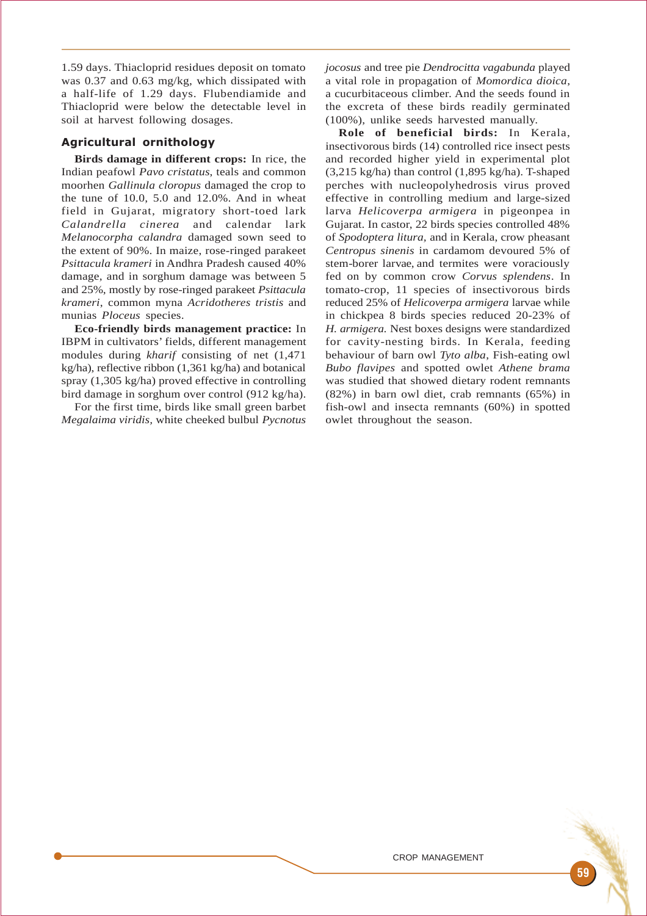1.59 days. Thiacloprid residues deposit on tomato was 0.37 and 0.63 mg/kg, which dissipated with a half-life of 1.29 days. Flubendiamide and Thiacloprid were below the detectable level in soil at harvest following dosages.

## Agricultural ornithology

**Birds damage in different crops:** In rice, the Indian peafowl *Pavo cristatus*, teals and common moorhen *Gallinula cloropus* damaged the crop to the tune of 10.0, 5.0 and 12.0%. And in wheat field in Gujarat, migratory short-toed lark *Calandrella cinerea* and calendar lark *Melanocorpha calandra* damaged sown seed to the extent of 90%. In maize, rose-ringed parakeet *Psittacula krameri* in Andhra Pradesh caused 40% damage, and in sorghum damage was between 5 and 25%, mostly by rose-ringed parakeet *Psittacula krameri*, common myna *Acridotheres tristis* and munias *Ploceus* species.

**Eco-friendly birds management practice:** In IBPM in cultivators' fields, different management modules during *kharif* consisting of net (1,471 kg/ha), reflective ribbon (1,361 kg/ha) and botanical spray (1,305 kg/ha) proved effective in controlling bird damage in sorghum over control (912 kg/ha).

For the first time, birds like small green barbet *Megalaima viridis*, white cheeked bulbul *Pycnotus jocosus* and tree pie *Dendrocitta vagabunda* played a vital role in propagation of *Momordica dioica*, a cucurbitaceous climber. And the seeds found in the excreta of these birds readily germinated (100%), unlike seeds harvested manually.

**Role of beneficial birds:** In Kerala, insectivorous birds (14) controlled rice insect pests and recorded higher yield in experimental plot (3,215 kg/ha) than control (1,895 kg/ha). T-shaped perches with nucleopolyhedrosis virus proved effective in controlling medium and large-sized larva *Helicoverpa armigera* in pigeonpea in Gujarat. In castor, 22 birds species controlled 48% of *Spodoptera litura*, and in Kerala, crow pheasant *Centropus sinenis* in cardamom devoured 5% of stem-borer larvae, and termites were voraciously fed on by common crow *Corvus splendens*. In tomato-crop, 11 species of insectivorous birds reduced 25% of *Helicoverpa armigera* larvae while in chickpea 8 birds species reduced 20-23% of *H. armigera.* Nest boxes designs were standardized for cavity-nesting birds. In Kerala, feeding behaviour of barn owl *Tyto alba*, Fish-eating owl *Bubo flavipes* and spotted owlet *Athene brama* was studied that showed dietary rodent remnants (82%) in barn owl diet, crab remnants (65%) in fish-owl and insecta remnants (60%) in spotted owlet throughout the season.